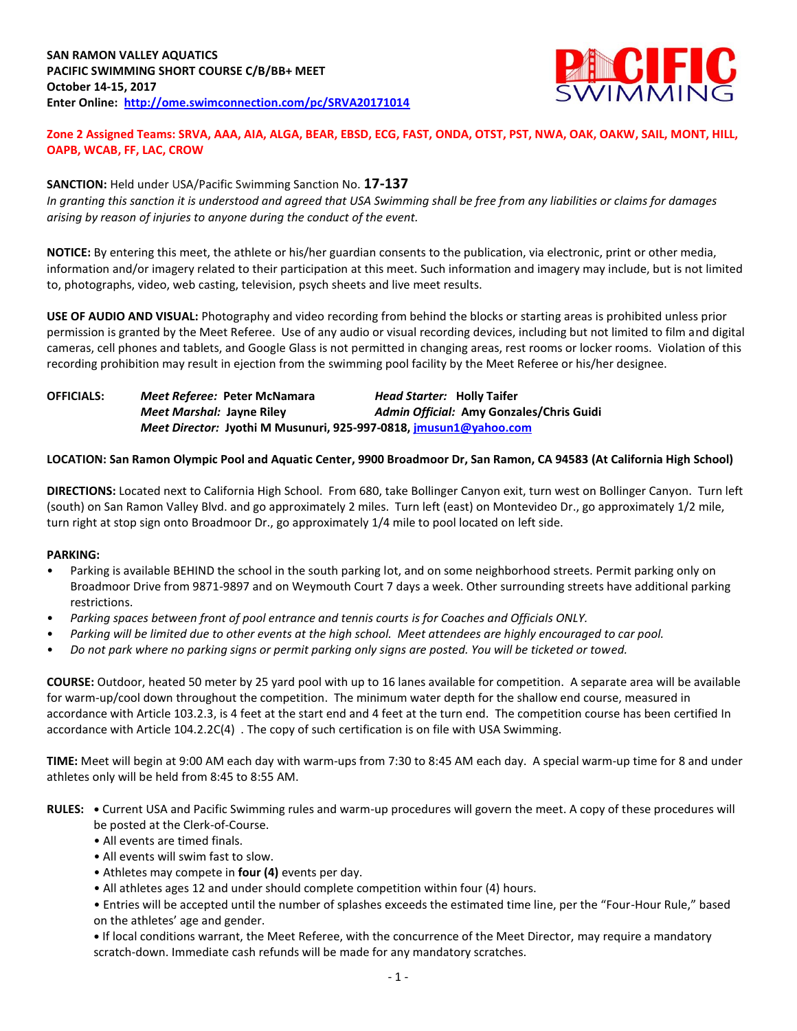**SAN RAMON VALLEY AQUATICS**
**PACIFIC SWIMMING SHORT COURSE C/B/BB+ MEET**
**October 14-15, 2017**
**Enter Online: [http://ome.swimconnection.com/pc/SRVA20171014](http://ome.swimconnection.com/pc/SRVA20171014)**

**Zone 2 Assigned Teams: SRVA, AAA, AIA, ALGA, BEAR, EBSD, ECG, FAST, ONDA, OTST, PST, NWA, OAK, OAKW, SAIL, MONT, HILL, OAPB, WCAB, FF, LAC, CROW**

**SANCTION:** Held under USA/Pacific Swimming Sanction No. **17-137**
*In granting this sanction it is understood and agreed that USA Swimming shall be free from any liabilities or claims for damages arising by reason of injuries to anyone during the conduct of the event.*

**NOTICE:** By entering this meet, the athlete or his/her guardian consents to the publication, via electronic, print or other media, information and/or imagery related to their participation at this meet. Such information and imagery may include, but is not limited to, photographs, video, web casting, television, psych sheets and live meet results.

**USE OF AUDIO AND VISUAL:** Photography and video recording from behind the blocks or starting areas is prohibited unless prior permission is granted by the Meet Referee. Use of any audio or visual recording devices, including but not limited to film and digital cameras, cell phones and tablets, and Google Glass is not permitted in changing areas, rest rooms or locker rooms. Violation of this recording prohibition may result in ejection from the swimming pool facility by the Meet Referee or his/her designee.

**OFFICIALS:** *Meet Referee:* **Peter McNamara** *Head Starter:* **Holly Taifer**
*Meet Marshal:* **Jayne Riley** *Admin Official:* **Amy Gonzales/Chris Guidi**
*Meet Director:* **Jyothi M Musunuri, 925-997-0818, [jmusun1@yahoo.com](mailto:jmusun1@yahoo.com)**

**LOCATION: San Ramon Olympic Pool and Aquatic Center, 9900 Broadmoor Dr, San Ramon, CA 94583 (At California High School)**

**DIRECTIONS:** Located next to California High School. From 680, take Bollinger Canyon exit, turn west on Bollinger Canyon. Turn left (south) on San Ramon Valley Blvd. and go approximately 2 miles. Turn left (east) on Montevideo Dr., go approximately 1/2 mile, turn right at stop sign onto Broadmoor Dr., go approximately 1/4 mile to pool located on left side.

**PARKING:**

- Parking is available BEHIND the school in the south parking lot, and on some neighborhood streets. Permit parking only on Broadmoor Drive from 9871-9897 and on Weymouth Court 7 days a week. Other surrounding streets have additional parking restrictions.
- *Parking spaces between front of pool entrance and tennis courts is for Coaches and Officials ONLY.*
- *Parking will be limited due to other events at the high school. Meet attendees are highly encouraged to car pool.*
- *Do not park where no parking signs or permit parking only signs are posted. You will be ticketed or towed.*

**COURSE:** Outdoor, heated 50 meter by 25 yard pool with up to 16 lanes available for competition. A separate area will be available for warm-up/cool down throughout the competition. The minimum water depth for the shallow end course, measured in accordance with Article 103.2.3, is 4 feet at the start end and 4 feet at the turn end. The competition course has been certified In accordance with Article 104.2.2C(4) . The copy of such certification is on file with USA Swimming.

**TIME:** Meet will begin at 9:00 AM each day with warm-ups from 7:30 to 8:45 AM each day. A special warm-up time for 8 and under athletes only will be held from 8:45 to 8:55 AM.

**RULES:**

- Current USA and Pacific Swimming rules and warm-up procedures will govern the meet. A copy of these procedures will be posted at the Clerk-of-Course.
- All events are timed finals.
- All events will swim fast to slow.
- Athletes may compete in **four (4)** events per day.
- All athletes ages 12 and under should complete competition within four (4) hours.
- Entries will be accepted until the number of splashes exceeds the estimated time line, per the "Four-Hour Rule," based on the athletes' age and gender.
- If local conditions warrant, the Meet Referee, with the concurrence of the Meet Director, may require a mandatory scratch-down. Immediate cash refunds will be made for any mandatory scratches.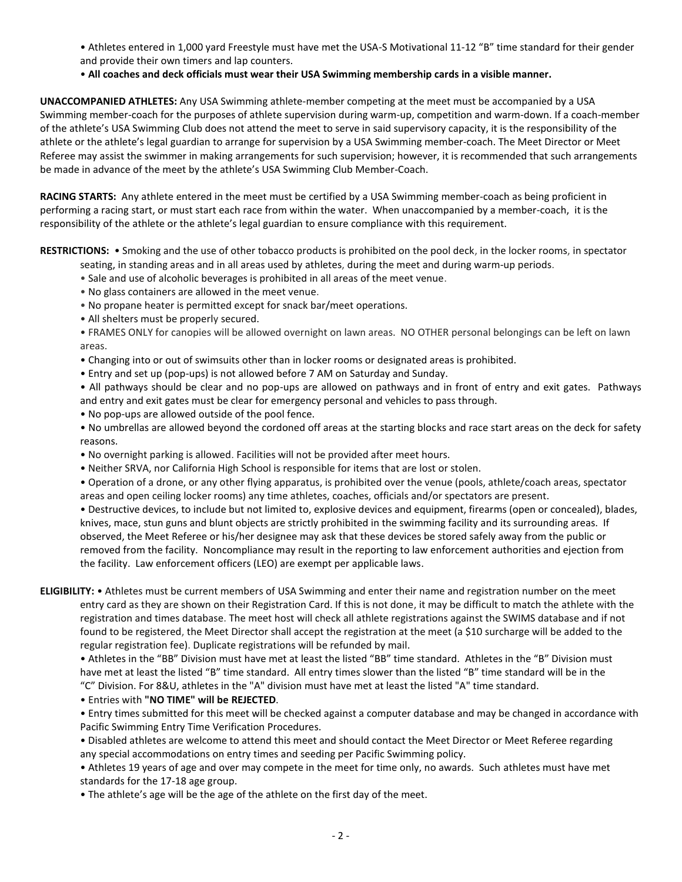- Athletes entered in 1,000 yard Freestyle must have met the USA-S Motivational 11-12 "B" time standard for their gender and provide their own timers and lap counters.
- **All coaches and deck officials must wear their USA Swimming membership cards in a visible manner.**

**UNACCOMPANIED ATHLETES:** Any USA Swimming athlete-member competing at the meet must be accompanied by a USA Swimming member-coach for the purposes of athlete supervision during warm-up, competition and warm-down. If a coach-member of the athlete's USA Swimming Club does not attend the meet to serve in said supervisory capacity, it is the responsibility of the athlete or the athlete's legal guardian to arrange for supervision by a USA Swimming member-coach. The Meet Director or Meet Referee may assist the swimmer in making arrangements for such supervision; however, it is recommended that such arrangements be made in advance of the meet by the athlete's USA Swimming Club Member-Coach.

**RACING STARTS:** Any athlete entered in the meet must be certified by a USA Swimming member-coach as being proficient in performing a racing start, or must start each race from within the water. When unaccompanied by a member-coach, it is the responsibility of the athlete or the athlete's legal guardian to ensure compliance with this requirement.

**RESTRICTIONS:**
- Smoking and the use of other tobacco products is prohibited on the pool deck, in the locker rooms, in spectator seating, in standing areas and in all areas used by athletes, during the meet and during warm-up periods.
- Sale and use of alcoholic beverages is prohibited in all areas of the meet venue.
- No glass containers are allowed in the meet venue.
- No propane heater is permitted except for snack bar/meet operations.
- All shelters must be properly secured.
- FRAMES ONLY for canopies will be allowed overnight on lawn areas. NO OTHER personal belongings can be left on lawn areas.
- Changing into or out of swimsuits other than in locker rooms or designated areas is prohibited.
- Entry and set up (pop-ups) is not allowed before 7 AM on Saturday and Sunday.
- All pathways should be clear and no pop-ups are allowed on pathways and in front of entry and exit gates. Pathways and entry and exit gates must be clear for emergency personal and vehicles to pass through.
- No pop-ups are allowed outside of the pool fence.
- No umbrellas are allowed beyond the cordoned off areas at the starting blocks and race start areas on the deck for safety reasons.
- No overnight parking is allowed. Facilities will not be provided after meet hours.
- Neither SRVA, nor California High School is responsible for items that are lost or stolen.
- Operation of a drone, or any other flying apparatus, is prohibited over the venue (pools, athlete/coach areas, spectator areas and open ceiling locker rooms) any time athletes, coaches, officials and/or spectators are present.
- Destructive devices, to include but not limited to, explosive devices and equipment, firearms (open or concealed), blades, knives, mace, stun guns and blunt objects are strictly prohibited in the swimming facility and its surrounding areas. If observed, the Meet Referee or his/her designee may ask that these devices be stored safely away from the public or removed from the facility. Noncompliance may result in the reporting to law enforcement authorities and ejection from the facility. Law enforcement officers (LEO) are exempt per applicable laws.

**ELIGIBILITY:**
- Athletes must be current members of USA Swimming and enter their name and registration number on the meet entry card as they are shown on their Registration Card. If this is not done, it may be difficult to match the athlete with the registration and times database. The meet host will check all athlete registrations against the SWIMS database and if not found to be registered, the Meet Director shall accept the registration at the meet (a $10 surcharge will be added to the regular registration fee). Duplicate registrations will be refunded by mail.
- Athletes in the "BB" Division must have met at least the listed "BB" time standard. Athletes in the "B" Division must have met at least the listed "B" time standard. All entry times slower than the listed "B" time standard will be in the "C" Division. For 8&U, athletes in the "A" division must have met at least the listed "A" time standard.
- Entries with **"NO TIME" will be REJECTED**.
- Entry times submitted for this meet will be checked against a computer database and may be changed in accordance with Pacific Swimming Entry Time Verification Procedures.
- Disabled athletes are welcome to attend this meet and should contact the Meet Director or Meet Referee regarding any special accommodations on entry times and seeding per Pacific Swimming policy.
- Athletes 19 years of age and over may compete in the meet for time only, no awards. Such athletes must have met standards for the 17-18 age group.
- The athlete's age will be the age of the athlete on the first day of the meet.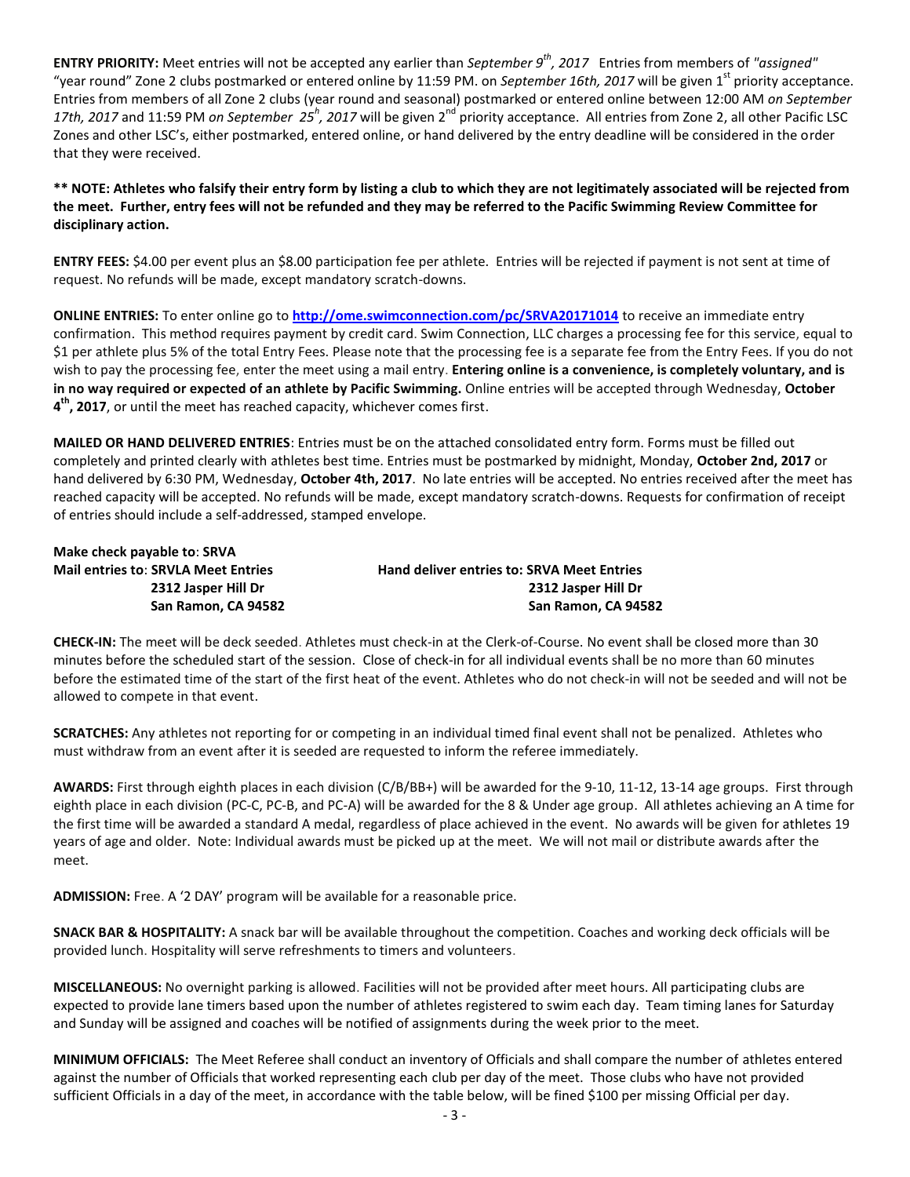**ENTRY PRIORITY:** Meet entries will not be accepted any earlier than *September 9th, 2017* Entries from members of *"assigned"* "year round" Zone 2 clubs postmarked or entered online by 11:59 PM. on *September 16th, 2017* will be given 1st priority acceptance. Entries from members of all Zone 2 clubs (year round and seasonal) postmarked or entered online between 12:00 AM *on September 17th, 2017* and 11:59 PM *on September 25h, 2017* will be given 2nd priority acceptance. All entries from Zone 2, all other Pacific LSC Zones and other LSC's, either postmarked, entered online, or hand delivered by the entry deadline will be considered in the order that they were received.

**** NOTE: Athletes who falsify their entry form by listing a club to which they are not legitimately associated will be rejected from the meet. Further, entry fees will not be refunded and they may be referred to the Pacific Swimming Review Committee for disciplinary action.**

**ENTRY FEES:** $4.00 per event plus an $8.00 participation fee per athlete. Entries will be rejected if payment is not sent at time of request. No refunds will be made, except mandatory scratch-downs.

**ONLINE ENTRIES:** To enter online go to **http://ome.swimconnection.com/pc/SRVA20171014** to receive an immediate entry confirmation. This method requires payment by credit card. Swim Connection, LLC charges a processing fee for this service, equal to $1 per athlete plus 5% of the total Entry Fees. Please note that the processing fee is a separate fee from the Entry Fees. If you do not wish to pay the processing fee, enter the meet using a mail entry. **Entering online is a convenience, is completely voluntary, and is in no way required or expected of an athlete by Pacific Swimming.** Online entries will be accepted through Wednesday, **October 4th, 2017**, or until the meet has reached capacity, whichever comes first.

**MAILED OR HAND DELIVERED ENTRIES**: Entries must be on the attached consolidated entry form. Forms must be filled out completely and printed clearly with athletes best time. Entries must be postmarked by midnight, Monday, **October 2nd, 2017** or hand delivered by 6:30 PM, Wednesday, **October 4th, 2017**. No late entries will be accepted. No entries received after the meet has reached capacity will be accepted. No refunds will be made, except mandatory scratch-downs. Requests for confirmation of receipt of entries should include a self-addressed, stamped envelope.

**Make check payable to**: **SRVA**

**Mail entries to**: **SRVLA Meet Entries**
**2312 Jasper Hill Dr**
**San Ramon, CA 94582**

**Hand deliver entries to: SRVA Meet Entries**
**2312 Jasper Hill Dr**
**San Ramon, CA 94582**

**CHECK-IN:** The meet will be deck seeded. Athletes must check-in at the Clerk-of-Course. No event shall be closed more than 30 minutes before the scheduled start of the session. Close of check-in for all individual events shall be no more than 60 minutes before the estimated time of the start of the first heat of the event. Athletes who do not check-in will not be seeded and will not be allowed to compete in that event.

**SCRATCHES:** Any athletes not reporting for or competing in an individual timed final event shall not be penalized. Athletes who must withdraw from an event after it is seeded are requested to inform the referee immediately.

**AWARDS:** First through eighth places in each division (C/B/BB+) will be awarded for the 9-10, 11-12, 13-14 age groups. First through eighth place in each division (PC-C, PC-B, and PC-A) will be awarded for the 8 & Under age group. All athletes achieving an A time for the first time will be awarded a standard A medal, regardless of place achieved in the event. No awards will be given for athletes 19 years of age and older. Note: Individual awards must be picked up at the meet. We will not mail or distribute awards after the meet.

**ADMISSION:** Free. A '2 DAY' program will be available for a reasonable price.

**SNACK BAR & HOSPITALITY:** A snack bar will be available throughout the competition. Coaches and working deck officials will be provided lunch. Hospitality will serve refreshments to timers and volunteers.

**MISCELLANEOUS:** No overnight parking is allowed. Facilities will not be provided after meet hours. All participating clubs are expected to provide lane timers based upon the number of athletes registered to swim each day. Team timing lanes for Saturday and Sunday will be assigned and coaches will be notified of assignments during the week prior to the meet.

**MINIMUM OFFICIALS:** The Meet Referee shall conduct an inventory of Officials and shall compare the number of athletes entered against the number of Officials that worked representing each club per day of the meet. Those clubs who have not provided sufficient Officials in a day of the meet, in accordance with the table below, will be fined $100 per missing Official per day.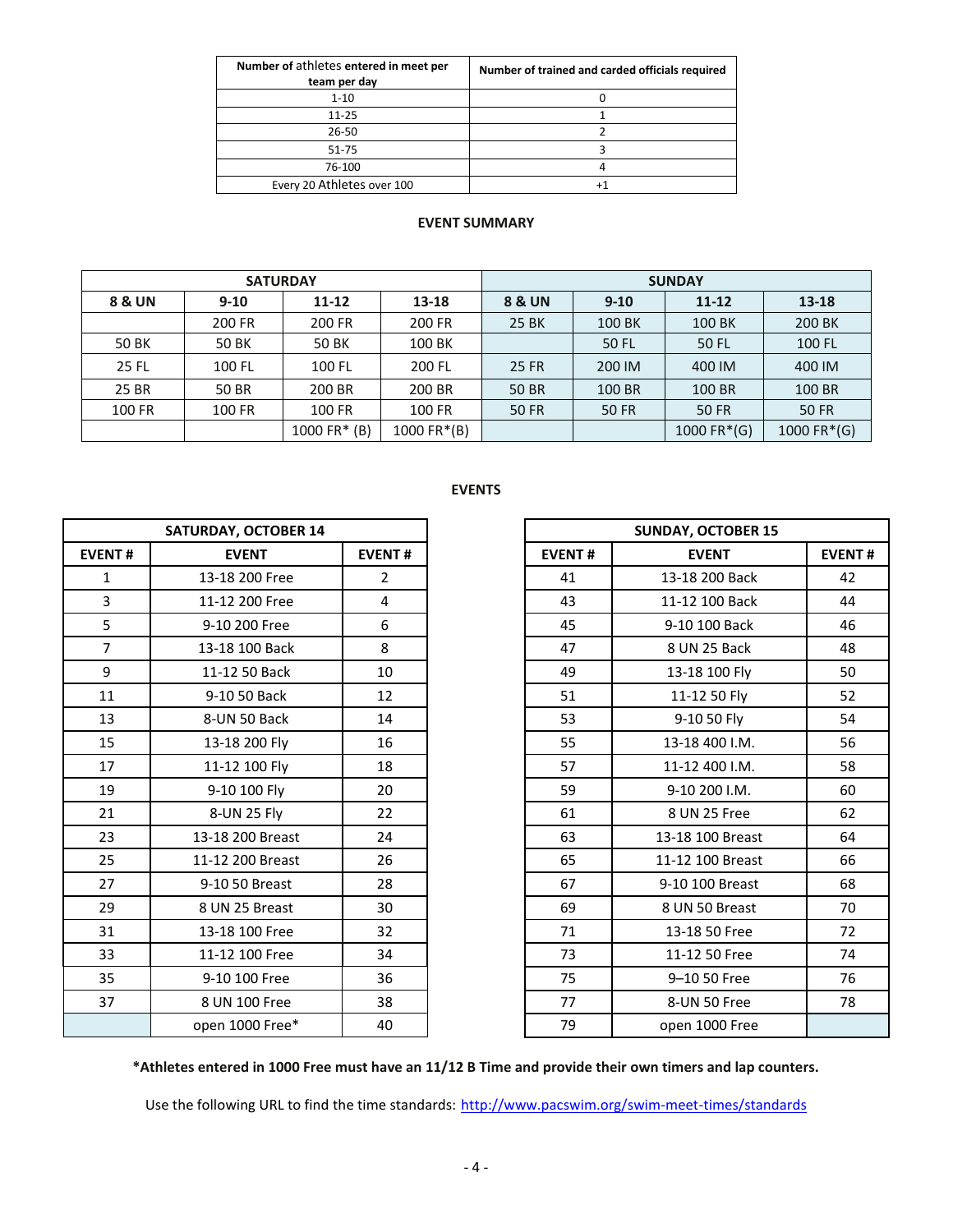| Number of athletes entered in meet per team per day | Number of trained and carded officials required |
|---|---|
| 1-10 | 0 |
| 11-25 | 1 |
| 26-50 | 2 |
| 51-75 | 3 |
| 76-100 | 4 |
| Every 20 Athletes over 100 | +1 |

## EVENT SUMMARY

| SATURDAY | | | | SUNDAY | | | |
|---|---|---|---|---|---|---|---|
| 8 & UN | 9-10 | 11-12 | 13-18 | 8 & UN | 9-10 | 11-12 | 13-18 |
| | 200 FR | 200 FR | 200 FR | 25 BK | 100 BK | 100 BK | 200 BK |
| 50 BK | 50 BK | 50 BK | 100 BK | | 50 FL | 50 FL | 100 FL |
| 25 FL | 100 FL | 100 FL | 200 FL | 25 FR | 200 IM | 400 IM | 400 IM |
| 25 BR | 50 BR | 200 BR | 200 BR | 50 BR | 100 BR | 100 BR | 100 BR |
| 100 FR | 100 FR | 100 FR | 100 FR | 50 FR | 50 FR | 50 FR | 50 FR |
| | | 1000 FR* (B) | 1000 FR*(B) | | | 1000 FR*(G) | 1000 FR*(G) |

## EVENTS

| SATURDAY, OCTOBER 14 | | |
|---|---|---|
| EVENT # | EVENT | EVENT # |
| 1 | 13-18 200 Free | 2 |
| 3 | 11-12 200 Free | 4 |
| 5 | 9-10 200 Free | 6 |
| 7 | 13-18 100 Back | 8 |
| 9 | 11-12 50 Back | 10 |
| 11 | 9-10 50 Back | 12 |
| 13 | 8-UN 50 Back | 14 |
| 15 | 13-18 200 Fly | 16 |
| 17 | 11-12 100 Fly | 18 |
| 19 | 9-10 100 Fly | 20 |
| 21 | 8-UN 25 Fly | 22 |
| 23 | 13-18 200 Breast | 24 |
| 25 | 11-12 200 Breast | 26 |
| 27 | 9-10 50 Breast | 28 |
| 29 | 8 UN 25 Breast | 30 |
| 31 | 13-18 100 Free | 32 |
| 33 | 11-12 100 Free | 34 |
| 35 | 9-10 100 Free | 36 |
| 37 | 8 UN 100 Free | 38 |
| | open 1000 Free* | 40 |

| SUNDAY, OCTOBER 15 | | |
|---|---|---|
| EVENT # | EVENT | EVENT # |
| 41 | 13-18 200 Back | 42 |
| 43 | 11-12 100 Back | 44 |
| 45 | 9-10 100 Back | 46 |
| 47 | 8 UN 25 Back | 48 |
| 49 | 13-18 100 Fly | 50 |
| 51 | 11-12 50 Fly | 52 |
| 53 | 9-10 50 Fly | 54 |
| 55 | 13-18 400 I.M. | 56 |
| 57 | 11-12 400 I.M. | 58 |
| 59 | 9-10 200 I.M. | 60 |
| 61 | 8 UN 25 Free | 62 |
| 63 | 13-18 100 Breast | 64 |
| 65 | 11-12 100 Breast | 66 |
| 67 | 9-10 100 Breast | 68 |
| 69 | 8 UN 50 Breast | 70 |
| 71 | 13-18 50 Free | 72 |
| 73 | 11-12 50 Free | 74 |
| 75 | 9–10 50 Free | 76 |
| 77 | 8-UN 50 Free | 78 |
| 79 | open 1000 Free | |

**\*Athletes entered in 1000 Free must have an 11/12 B Time and provide their own timers and lap counters.**

Use the following URL to find the time standards: http://www.pacswim.org/swim-meet-times/standards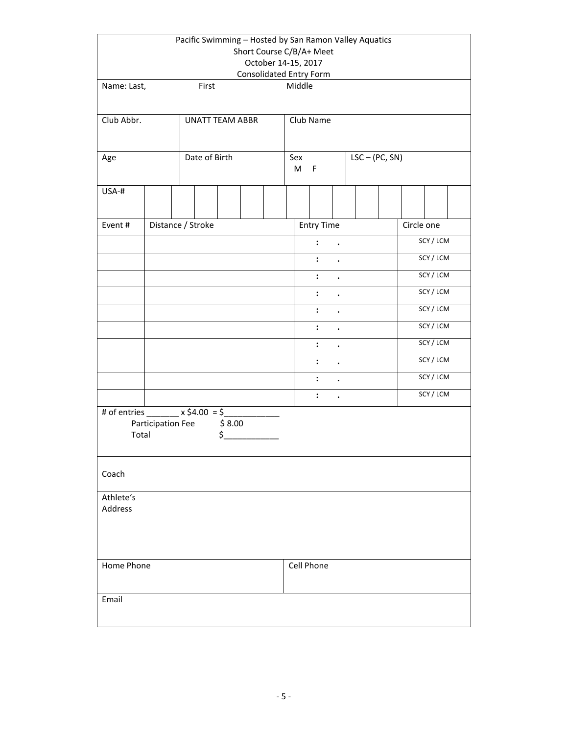Pacific Swimming – Hosted by San Ramon Valley Aquatics
Short Course C/B/A+ Meet
October 14-15, 2017
Consolidated Entry Form

| | | |
|---|---|---|
| Name: Last, | First | Middle |

| | | |
|---|---|---|
| Club Abbr. | UNATT TEAM ABBR | Club Name |

| | | | |
|---|---|---|---|
| Age | Date of Birth | Sex M F | LSC – (PC, SN) |

| | | | | | | | | | | | | | | |
|---|---|---|---|---|---|---|---|---|---|---|---|---|---|---|
| USA-# | | | | | | | | | | | | | | |

| Event # | Distance / Stroke | Entry Time | Circle one |
|---|---|---|---|
| | | : . | SCY / LCM |
| | | : . | SCY / LCM |
| | | : . | SCY / LCM |
| | | : . | SCY / LCM |
| | | : . | SCY / LCM |
| | | : . | SCY / LCM |
| | | : . | SCY / LCM |
| | | : . | SCY / LCM |
| | | : . | SCY / LCM |
| | | : . | SCY / LCM |

# of entries _______ x $4.00 = $____________
Participation Fee $ 8.00
Total $____________

Coach

Athlete's Address

| | |
|---|---|
| Home Phone | Cell Phone |

Email